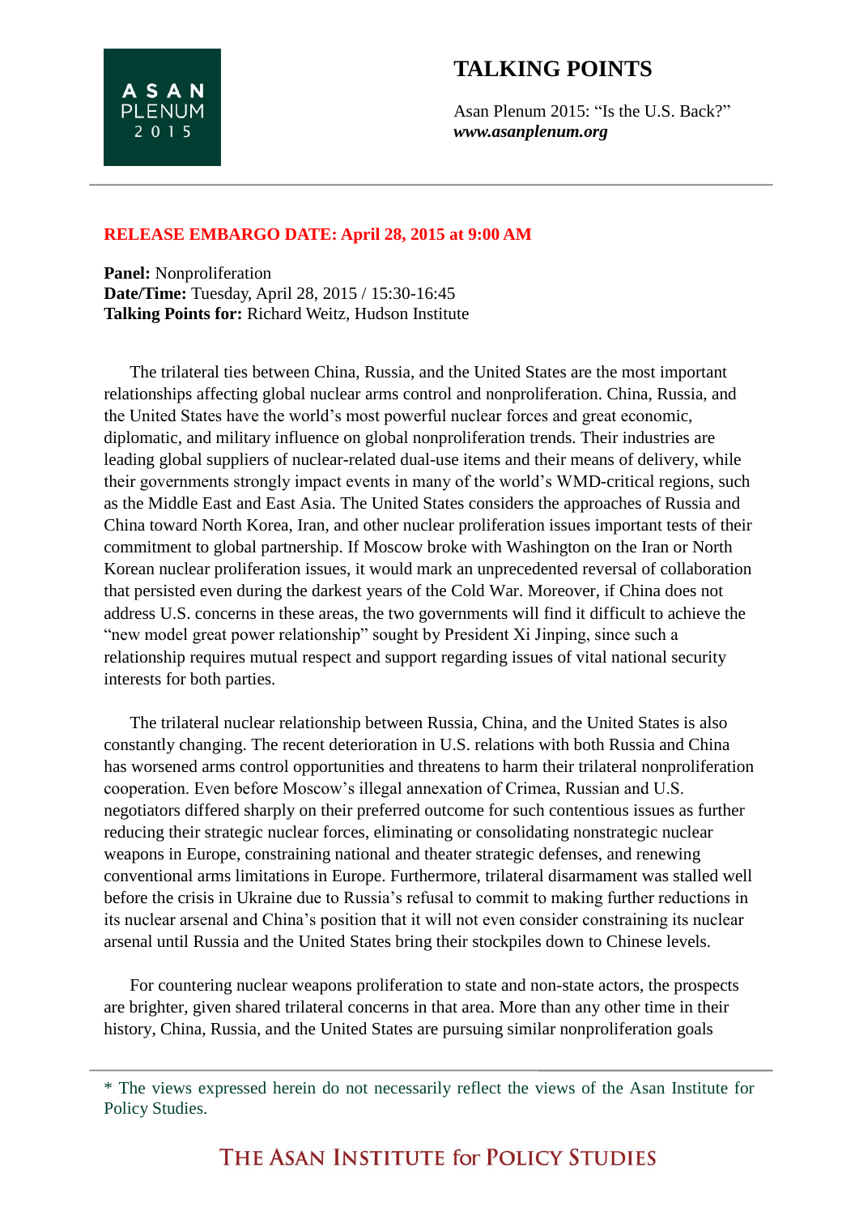# TALKING POINTS

Asan Plenum 2015: "Is the U.S. Back?"
***www.asanplenum.org***

---

**RELEASE EMBARGO DATE: April 28, 2015 at 9:00 AM**

**Panel:** Nonproliferation
**Date/Time:** Tuesday, April 28, 2015 / 15:30-16:45
**Talking Points for:** Richard Weitz, Hudson Institute

The trilateral ties between China, Russia, and the United States are the most important relationships affecting global nuclear arms control and nonproliferation. China, Russia, and the United States have the world's most powerful nuclear forces and great economic, diplomatic, and military influence on global nonproliferation trends. Their industries are leading global suppliers of nuclear-related dual-use items and their means of delivery, while their governments strongly impact events in many of the world's WMD-critical regions, such as the Middle East and East Asia. The United States considers the approaches of Russia and China toward North Korea, Iran, and other nuclear proliferation issues important tests of their commitment to global partnership. If Moscow broke with Washington on the Iran or North Korean nuclear proliferation issues, it would mark an unprecedented reversal of collaboration that persisted even during the darkest years of the Cold War. Moreover, if China does not address U.S. concerns in these areas, the two governments will find it difficult to achieve the "new model great power relationship" sought by President Xi Jinping, since such a relationship requires mutual respect and support regarding issues of vital national security interests for both parties.

The trilateral nuclear relationship between Russia, China, and the United States is also constantly changing. The recent deterioration in U.S. relations with both Russia and China has worsened arms control opportunities and threatens to harm their trilateral nonproliferation cooperation. Even before Moscow's illegal annexation of Crimea, Russian and U.S. negotiators differed sharply on their preferred outcome for such contentious issues as further reducing their strategic nuclear forces, eliminating or consolidating nonstrategic nuclear weapons in Europe, constraining national and theater strategic defenses, and renewing conventional arms limitations in Europe. Furthermore, trilateral disarmament was stalled well before the crisis in Ukraine due to Russia's refusal to commit to making further reductions in its nuclear arsenal and China's position that it will not even consider constraining its nuclear arsenal until Russia and the United States bring their stockpiles down to Chinese levels.

For countering nuclear weapons proliferation to state and non-state actors, the prospects are brighter, given shared trilateral concerns in that area. More than any other time in their history, China, Russia, and the United States are pursuing similar nonproliferation goals

---

* The views expressed herein do not necessarily reflect the views of the Asan Institute for Policy Studies.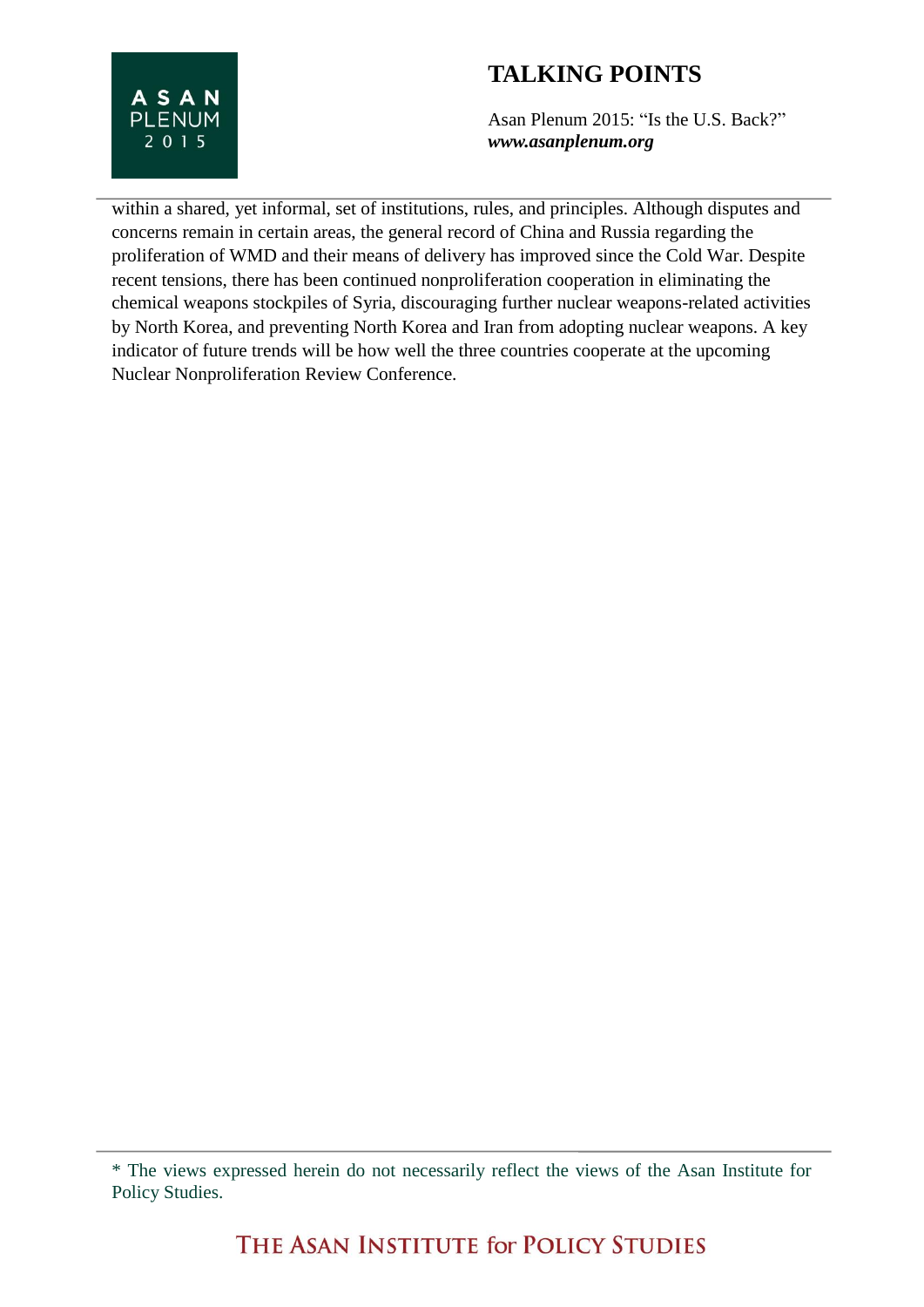within a shared, yet informal, set of institutions, rules, and principles. Although disputes and concerns remain in certain areas, the general record of China and Russia regarding the proliferation of WMD and their means of delivery has improved since the Cold War. Despite recent tensions, there has been continued nonproliferation cooperation in eliminating the chemical weapons stockpiles of Syria, discouraging further nuclear weapons-related activities by North Korea, and preventing North Korea and Iran from adopting nuclear weapons. A key indicator of future trends will be how well the three countries cooperate at the upcoming Nuclear Nonproliferation Review Conference.

* The views expressed herein do not necessarily reflect the views of the Asan Institute for Policy Studies.